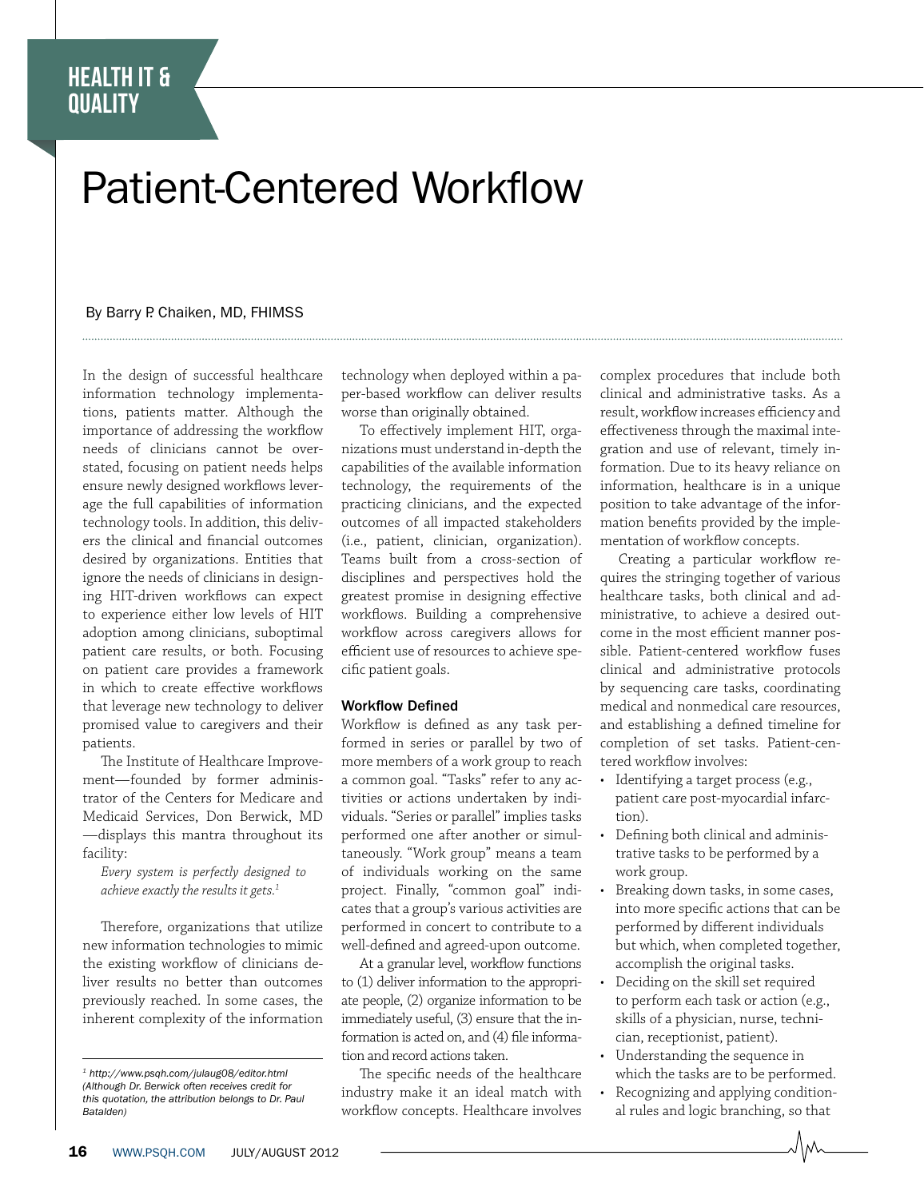HEALTH IT & QUALITY

# Patient-Centered Workflow

By Barry P. Chaiken, MD, FHIMSS

In the design of successful healthcare information technology implementations, patients matter. Although the importance of addressing the workflow needs of clinicians cannot be overstated, focusing on patient needs helps ensure newly designed workflows leverage the full capabilities of information technology tools. In addition, this delivers the clinical and financial outcomes desired by organizations. Entities that ignore the needs of clinicians in designing HIT-driven workflows can expect to experience either low levels of HIT adoption among clinicians, suboptimal patient care results, or both. Focusing on patient care provides a framework in which to create effective workflows that leverage new technology to deliver promised value to caregivers and their patients.

The Institute of Healthcare Improvement—founded by former administrator of the Centers for Medicare and Medicaid Services, Don Berwick, MD—displays this mantra throughout its facility:

*Every system is perfectly designed to achieve exactly the results it gets.*[1]

Therefore, organizations that utilize new information technologies to mimic the existing workflow of clinicians deliver results no better than outcomes previously reached. In some cases, the inherent complexity of the information technology when deployed within a paper-based workflow can deliver results worse than originally obtained.

To effectively implement HIT, organizations must understand in-depth the capabilities of the available information technology, the requirements of the practicing clinicians, and the expected outcomes of all impacted stakeholders (i.e., patient, clinician, organization). Teams built from a cross-section of disciplines and perspectives hold the greatest promise in designing effective workflows. Building a comprehensive workflow across caregivers allows for efficient use of resources to achieve specific patient goals.

### Workflow Defined

Workflow is defined as any task performed in series or parallel by two of more members of a work group to reach a common goal. "Tasks" refer to any activities or actions undertaken by individuals. "Series or parallel" implies tasks performed one after another or simultaneously. "Work group" means a team of individuals working on the same project. Finally, "common goal" indicates that a group's various activities are performed in concert to contribute to a well-defined and agreed-upon outcome.

At a granular level, workflow functions to (1) deliver information to the appropriate people, (2) organize information to be immediately useful, (3) ensure that the information is acted on, and (4) file information and record actions taken.

The specific needs of the healthcare industry make it an ideal match with workflow concepts. Healthcare involves complex procedures that include both clinical and administrative tasks. As a result, workflow increases efficiency and effectiveness through the maximal integration and use of relevant, timely information. Due to its heavy reliance on information, healthcare is in a unique position to take advantage of the information benefits provided by the implementation of workflow concepts.

Creating a particular workflow requires the stringing together of various healthcare tasks, both clinical and administrative, to achieve a desired outcome in the most efficient manner possible. Patient-centered workflow fuses clinical and administrative protocols by sequencing care tasks, coordinating medical and nonmedical care resources, and establishing a defined timeline for completion of set tasks. Patient-centered workflow involves:

- Identifying a target process (e.g., patient care post-myocardial infarction).
- Defining both clinical and administrative tasks to be performed by a work group.
- Breaking down tasks, in some cases, into more specific actions that can be performed by different individuals but which, when completed together, accomplish the original tasks.
- Deciding on the skill set required to perform each task or action (e.g., skills of a physician, nurse, technician, receptionist, patient).
- Understanding the sequence in which the tasks are to be performed.
- Recognizing and applying conditional rules and logic branching, so that

[1] http://www.psqh.com/julaug08/editor.html (Although Dr. Berwick often receives credit for this quotation, the attribution belongs to Dr. Paul Batalden)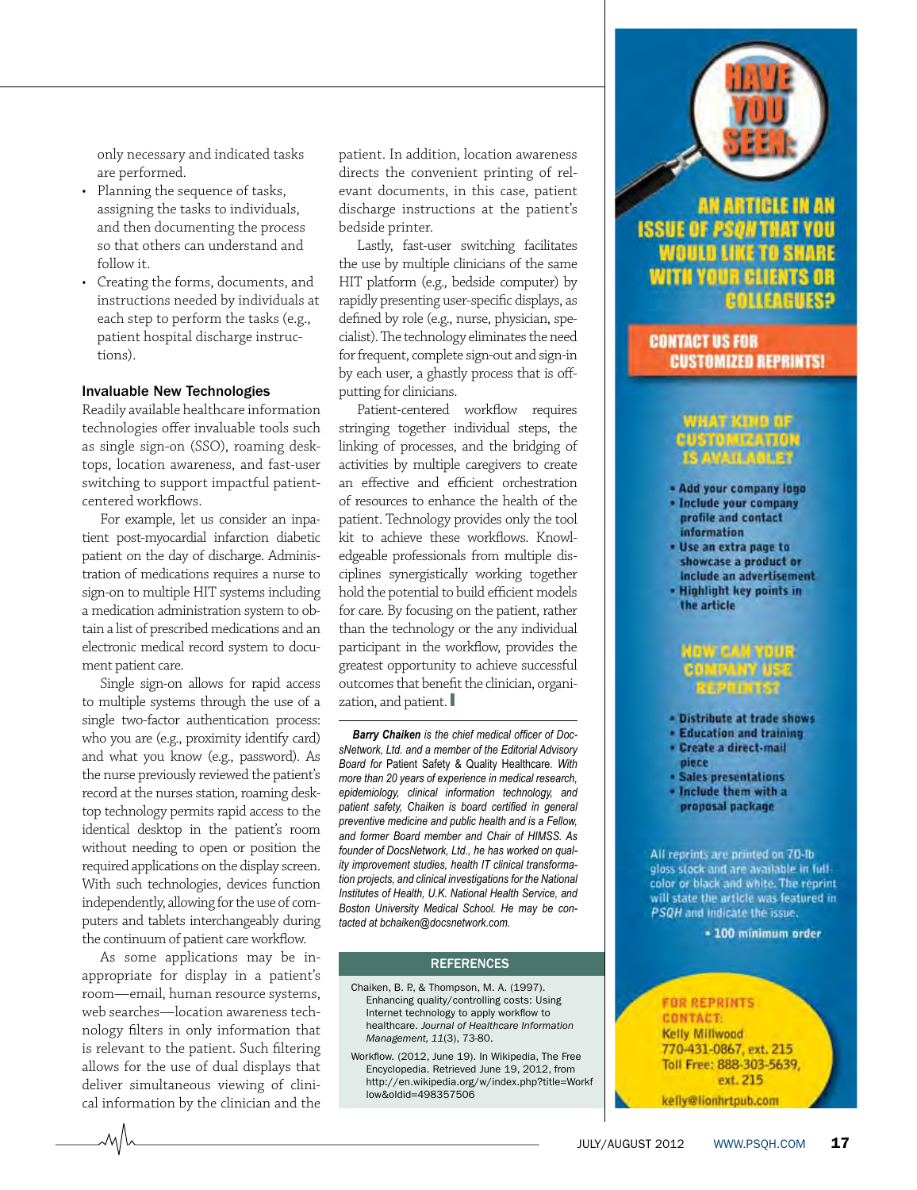only necessary and indicated tasks are performed.

- Planning the sequence of tasks, assigning the tasks to individuals, and then documenting the process so that others can understand and follow it.
- Creating the forms, documents, and instructions needed by individuals at each step to perform the tasks (e.g., patient hospital discharge instructions).

### Invaluable New Technologies

Readily available healthcare information technologies offer invaluable tools such as single sign-on (SSO), roaming desktops, location awareness, and fast-user switching to support impactful patient-centered workflows.

For example, let us consider an inpatient post-myocardial infarction diabetic patient on the day of discharge. Administration of medications requires a nurse to sign-on to multiple HIT systems including a medication administration system to obtain a list of prescribed medications and an electronic medical record system to document patient care.

Single sign-on allows for rapid access to multiple systems through the use of a single two-factor authentication process: who you are (e.g., proximity identify card) and what you know (e.g., password). As the nurse previously reviewed the patient's record at the nurses station, roaming desktop technology permits rapid access to the identical desktop in the patient's room without needing to open or position the required applications on the display screen. With such technologies, devices function independently, allowing for the use of computers and tablets interchangeably during the continuum of patient care workflow.

As some applications may be inappropriate for display in a patient's room—email, human resource systems, web searches—location awareness technology filters in only information that is relevant to the patient. Such filtering allows for the use of dual displays that deliver simultaneous viewing of clinical information by the clinician and the patient. In addition, location awareness directs the convenient printing of relevant documents, in this case, patient discharge instructions at the patient's bedside printer.

Lastly, fast-user switching facilitates the use by multiple clinicians of the same HIT platform (e.g., bedside computer) by rapidly presenting user-specific displays, as defined by role (e.g., nurse, physician, specialist). The technology eliminates the need for frequent, complete sign-out and sign-in by each user, a ghastly process that is off-putting for clinicians.

Patient-centered workflow requires stringing together individual steps, the linking of processes, and the bridging of activities by multiple caregivers to create an effective and efficient orchestration of resources to enhance the health of the patient. Technology provides only the tool kit to achieve these workflows. Knowledgeable professionals from multiple disciplines synergistically working together hold the potential to build efficient models for care. By focusing on the patient, rather than the technology or the any individual participant in the workflow, provides the greatest opportunity to achieve successful outcomes that benefit the clinician, organization, and patient.

*__Barry Chaiken__ is the chief medical officer of DocsNetwork, Ltd. and a member of the Editorial Advisory Board for* Patient Safety & Quality Healthcare. *With more than 20 years of experience in medical research, epidemiology, clinical information technology, and patient safety, Chaiken is board certified in general preventive medicine and public health and is a Fellow, and former Board member and Chair of HIMSS. As founder of DocsNetwork, Ltd., he has worked on quality improvement studies, health IT clinical transformation projects, and clinical investigations for the National Institutes of Health, U.K. National Health Service, and Boston University Medical School. He may be contacted at bchaiken@docsnetwork.com.*

### REFERENCES

Chaiken, B. P., & Thompson, M. A. (1997). Enhancing quality/controlling costs: Using Internet technology to apply workflow to healthcare. *Journal of Healthcare Information Management, 11*(3), 73-80.

Workflow. (2012, June 19). In Wikipedia, The Free Encyclopedia. Retrieved June 19, 2012, from http://en.wikipedia.org/w/index.php?title=Workflow&oldid=498357506

## HAVE YOU SEEN:

**AN ARTICLE IN AN ISSUE OF *PSQH* THAT YOU WOULD LIKE TO SHARE WITH YOUR CLIENTS OR COLLEAGUES?**

**CONTACT US FOR CUSTOMIZED REPRINTS!**

**WHAT KIND OF CUSTOMIZATION IS AVAILABLE?**

- Add your company logo
- Include your company profile and contact information
- Use an extra page to showcase a product or include an advertisement
- Highlight key points in the article

**HOW CAN YOUR COMPANY USE REPRINTS?**

- Distribute at trade shows
- Education and training
- Create a direct-mail piece
- Sales presentations
- Include them with a proposal package

All reprints are printed on 70-lb gloss stock and are available in full-color or black and white. The reprint will state the article was featured in *PSQH* and indicate the issue.

- 100 minimum order

**FOR REPRINTS CONTACT:**
Kelly Millwood
770-431-0867, ext. 215
Toll Free: 888-303-5639, ext. 215
kelly@lionhrtpub.com